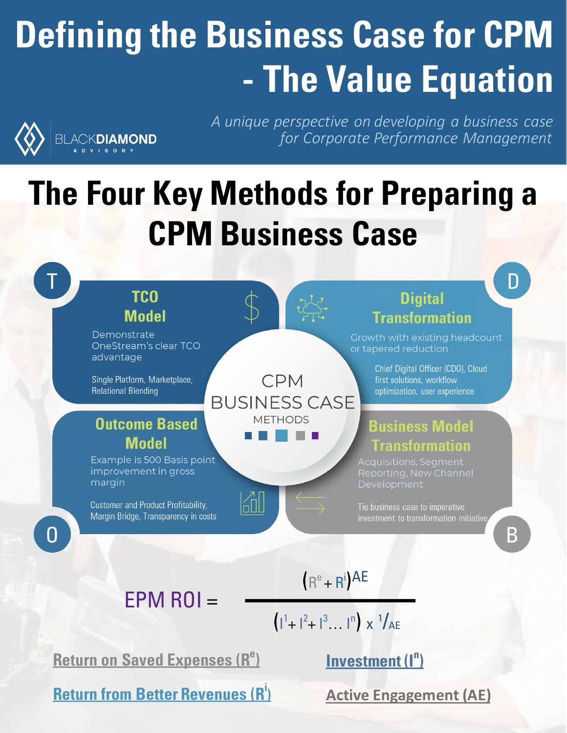# Defining the Business Case for CPM - The Value Equation

BLACKDIAMOND ADVISORY

*A unique perspective on developing a business case for Corporate Performance Management*

## The Four Key Methods for Preparing a CPM Business Case

**CPM BUSINESS CASE METHODS**

### T — TCO Model

Demonstrate OneStream's clear TCO advantage

Single Platform, Marketplace, Relational Blending

### D — Digital Transformation

Growth with existing headcount or tapered reduction

Chief Digital Officer (CDO), Cloud first solutions, workflow optimization, user experience

### O — Outcome Based Model

Example is 500 Basis point improvement in gross margin

Customer and Product Profitability, Margin Bridge, Transparency in costs

### B — Business Model Transformation

Acquisitions, Segment Reporting, New Channel Development

Tie business case to imperative investment to transformation initiative

$$\text{EPM ROI} = \frac{\left(R^{e} + R^{i}\right)^{AE}}{\left(I^{1} + I^{2} + I^{3} \ldots I^{n}\right) \times {}^{1}/_{AE}}$$

Return on Saved Expenses ($R^e$)

Investment ($I^n$)

Return from Better Revenues ($R^i$)

Active Engagement (AE)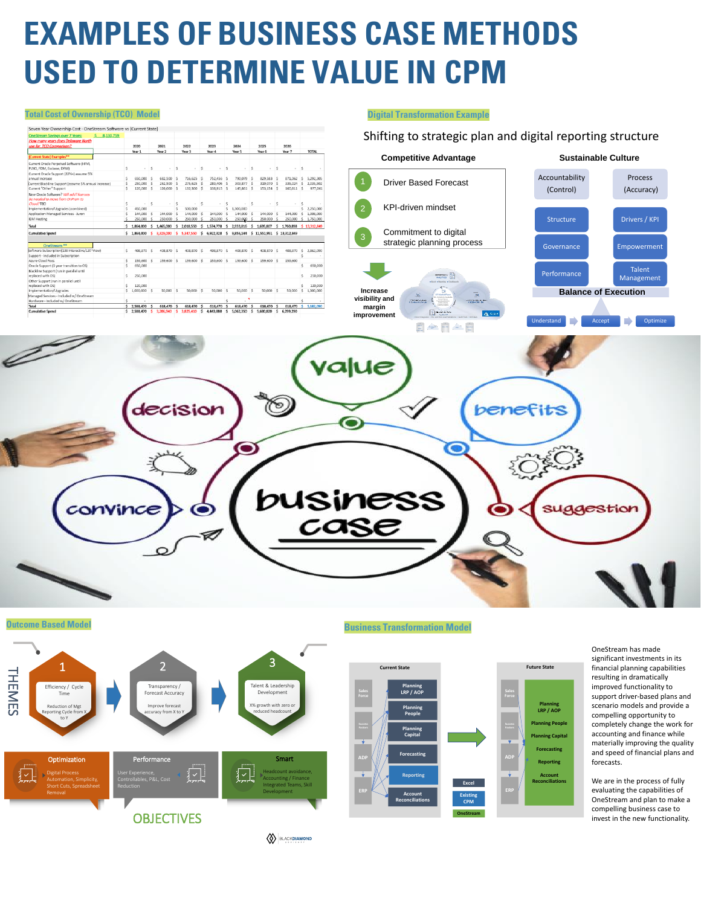# EXAMPLES OF BUSINESS CASE METHODS USED TO DETERMINE VALUE IN CPM

## Total Cost of Ownership (TCO) Model

Seven Year Ownership Cost - OneStream Software vs (Current State)

OneStream Savings over 7 Years: $ 8,130,759

How many years does Delaware North use for TCO Comparison?

| | 2020 Year 1 | 2021 Year 2 | 2022 Year 3 | 2023 Year 4 | 2024 Year 5 | 2025 Year 6 | 2026 Year 7 | TOTAL |
|---|---|---|---|---|---|---|---|---|
| **(Current State) Examples** | | | | | | | | |
| Current Oracle Perpetual Software (HFM, PLNG, FDM, Essbase, DRM) | $ - | $ - | $ - | $ - | $ - | $ - | $ - | $ - |
| Current Oracle Support (22%+) assume 5% annual increase | $ 650,000 | $ 682,500 | $ 716,625 | $ 752,456 | $ 790,079 | $ 829,583 | $ 871,062 | $ 5,292,305 |
| Current Blackline Support (assume 5% annual increase) | $ 250,000 | $ 262,500 | $ 275,625 | $ 289,406 | $ 303,877 | $ 319,070 | $ 335,024 | $ 2,035,502 |
| Current "Other" Support | $ 120,000 | $ 126,000 | $ 132,300 | $ 138,915 | $ 145,861 | $ 153,154 | $ 160,811 | $ 977,041 |
| New Oracle Software? Will add'l licenses be needed to move from OnPrem to Cloud? TBD | $ - | $ - | $ - | $ - | $ - | $ - | $ - | $ - |
| Implementation/Upgrades (combined) | $ 450,000 | | $ 500,000 | | $ 1,300,000 | | | $ 2,250,000 |
| Application Managed Services - Huron | $ 144,000 | $ 144,000 | $ 144,000 | $ 144,000 | $ 144,000 | $ 144,000 | $ 144,000 | $ 1,008,000 |
| IBM Hosting | $ 250,000 | $ 250,000 | $ 250,000 | $ 250,000 | $ 250,000 | $ 250,000 | $ 250,000 | $ 1,750,000 |
| **Total** | $ 1,864,000 | $ 1,465,000 | $ 2,018,550 | $ 1,574,778 | $ 2,933,816 | $ 1,695,807 | $ 1,760,898 | $ 13,312,849 |
| **Cumulative Spend** | $ 1,864,000 | $ 3,329,000 | $ 5,347,550 | $ 6,922,328 | $ 9,856,144 | $ 11,551,951 | $ 13,312,849 | |
| **OneStream** | | | | | | | | |
| Software Subscription (130 Interactive/137 View) | $ 408,870 | $ 408,870 | $ 408,870 | $ 408,870 | $ 408,870 | $ 408,870 | $ 408,870 | $ 2,862,090 |
| Support - included in Subscription | | | | | | | | $ - |
| Azure Cloud Fees | $ 159,600 | $ 159,600 | $ 159,600 | $ 159,600 | $ 159,600 | $ 159,600 | $ 159,600 | |
| Oracle Support (1 year transition to OS) | $ 650,000 | | | | | | | $ 650,000 |
| Blackline Support (run in parallel until replaced with OS) | $ 250,000 | | | | | | | $ 250,000 |
| Other Support (run in parallel until replaced with OS) | $ 120,000 | | | | | | | $ 120,000 |
| Implementation/Upgrades | $ 1,000,000 | $ 50,000 | $ 50,000 | $ 50,000 | $ 50,000 | $ 50,000 | $ 50,000 | $ 1,300,000 |
| Managed Services - Included w/ OneStream | | | | | | | | |
| Hardware - Included w/ OneStream | $ - | | | | $ - | | | |
| **Total** | $ 2,588,470 | $ 618,470 | $ 618,470 | $ 618,470 | $ 618,470 | $ 618,470 | $ 618,470 | $ 5,182,090 |
| **Cumulative Spend** | $ 2,588,470 | $ 3,206,940 | $ 3,825,410 | $ 4,443,880 | $ 5,062,350 | $ 5,680,820 | $ 6,299,290 | |

## Digital Transformation Example

Shifting to strategic plan and digital reporting structure

**Competitive Advantage**

1. Driver Based Forecast
2. KPI-driven mindset
3. Commitment to digital strategic planning process

**Increase visibility and margin improvement**

**Sustainable Culture**

- Accountability (Control)
- Process (Accuracy)
- Structure
- Drivers / KPI
- Governance
- Empowerment
- Performance
- Talent Management

**Balance of Execution**

Understand → Accept → Optimize

value · decision · benefits · convince · suggestion · business case

## Outcome Based Model

THEMES

1. Efficiency / Cycle Time — Reduction of Mgt Reporting Cycle from X to Y
2. Transparency / Forecast Accuracy — Improve forecast accuracy from X to Y
3. Talent & Leadership Development — X% growth with zero or reduced headcount

- **Optimization**: Digital Process Automation, Simplicity, Short Cuts, Spreadsheet Removal
- **Performance**: User Experience, Controllables, P&L, Cost Reduction
- **Smart**: Headcount avoidance, Accounting / Finance Integrated Teams, Skill Development

OBJECTIVES

## Business Transformation Model

**Current State**: Sales Force, Business Factors, ADP, ERP → Planning LRP / AOP, Planning People, Planning Capital, Forecasting, Reporting, Account Reconciliations; Excel, Existing CPM, OneStream

**Future State**: Sales Force, Business Factors, ADP, ERP → Planning LRP / AOP, Planning People, Planning Capital, Forecasting, Reporting, Account Reconciliations

OneStream has made significant investments in its financial planning capabilities resulting in dramatically improved functionality to support driver-based plans and scenario models and provide a compelling opportunity to completely change the work for accounting and finance while materially improving the quality and speed of financial plans and forecasts.

We are in the process of fully evaluating the capabilities of OneStream and plan to make a compelling business case to invest in the new functionality.

BLACKDIAMOND ADVISORY